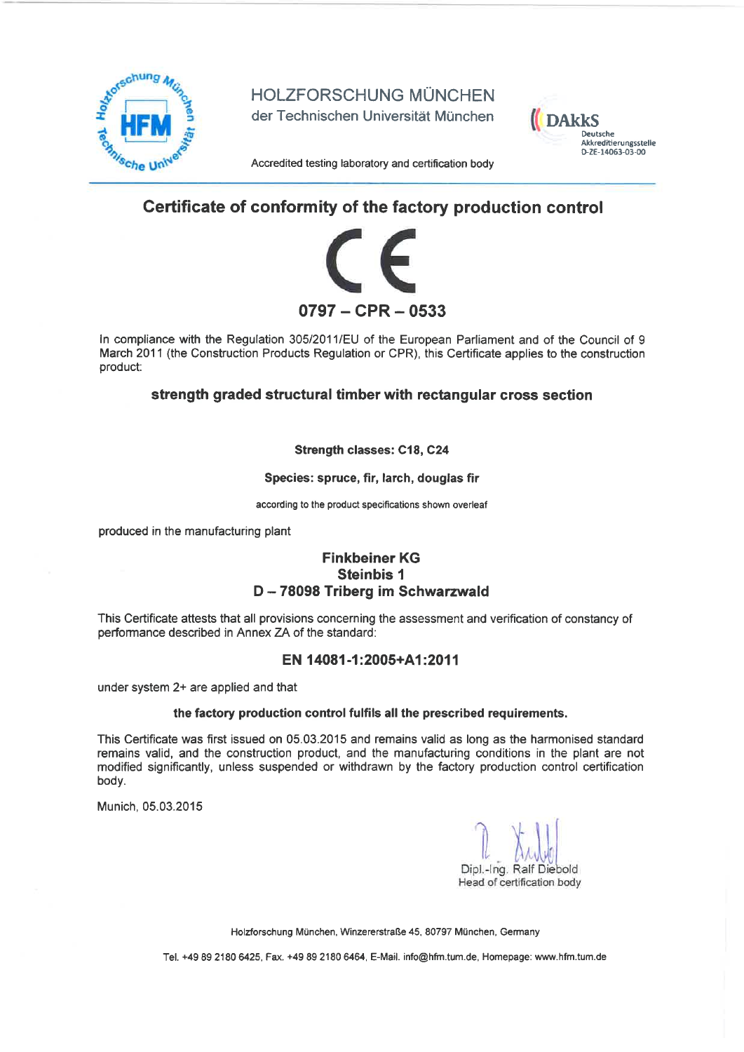HOLZFORSCHUNG MÜNCHEN
der Technischen Universität München

Accredited testing laboratory and certification body

DAkkS
Deutsche Akkreditierungsstelle
D-ZE-14063-03-00

## Certificate of conformity of the factory production control

CE

**0797 – CPR – 0533**

In compliance with the Regulation 305/2011/EU of the European Parliament and of the Council of 9 March 2011 (the Construction Products Regulation or CPR), this Certificate applies to the construction product:

**strength graded structural timber with rectangular cross section**

**Strength classes: C18, C24**

**Species: spruce, fir, larch, douglas fir**

according to the product specifications shown overleaf

produced in the manufacturing plant

**Finkbeiner KG**
**Steinbis 1**
**D – 78098 Triberg im Schwarzwald**

This Certificate attests that all provisions concerning the assessment and verification of constancy of performance described in Annex ZA of the standard:

**EN 14081-1:2005+A1:2011**

under system 2+ are applied and that

**the factory production control fulfils all the prescribed requirements.**

This Certificate was first issued on 05.03.2015 and remains valid as long as the harmonised standard remains valid, and the construction product, and the manufacturing conditions in the plant are not modified significantly, unless suspended or withdrawn by the factory production control certification body.

Munich, 05.03.2015

Dipl.-Ing. Ralf Diebold
Head of certification body

Holzforschung München, Winzererstraße 45, 80797 München, Germany

Tel. +49 89 2180 6425, Fax. +49 89 2180 6464, E-Mail. info@hfm.tum.de, Homepage: www.hfm.tum.de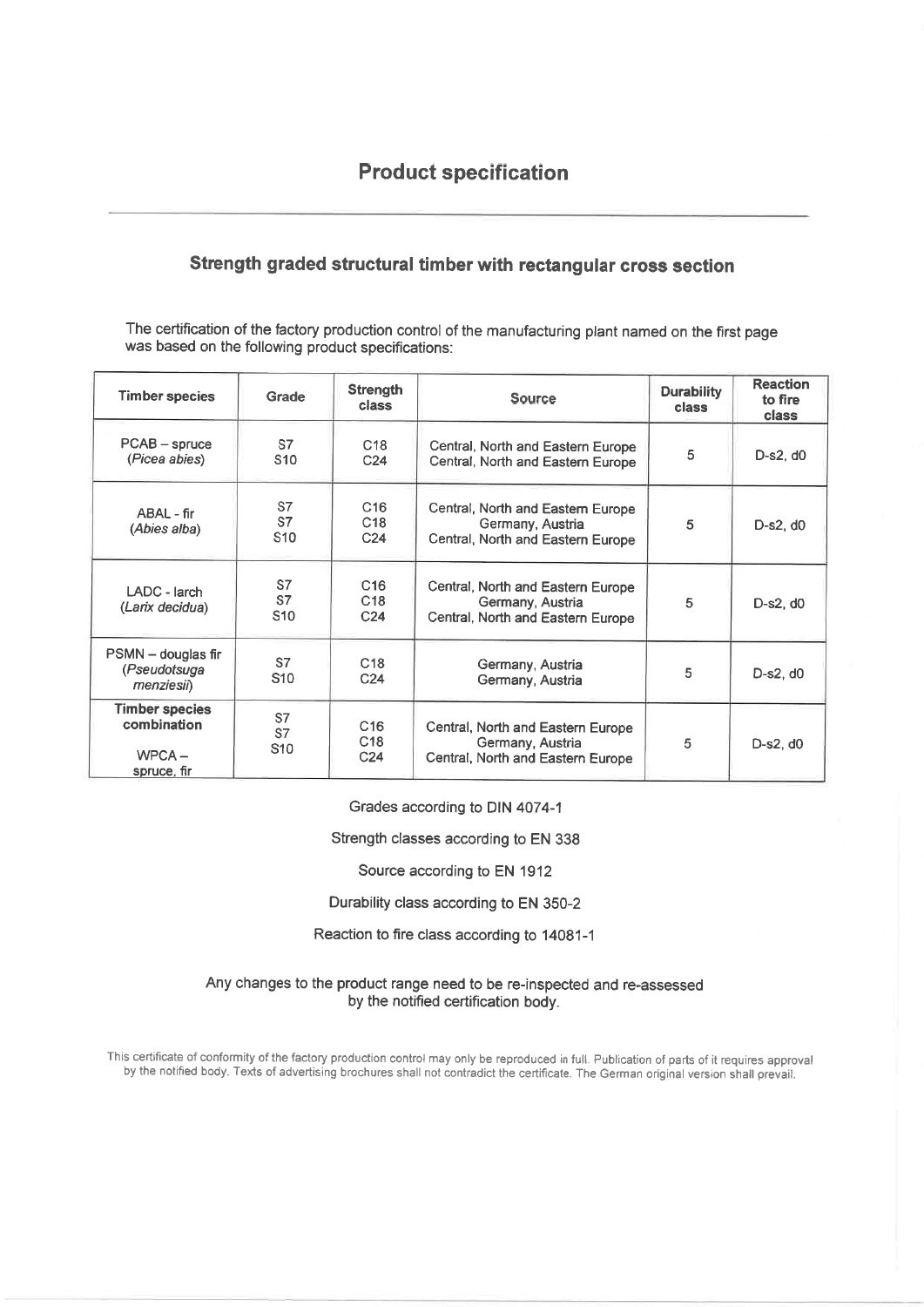# Product specification

## Strength graded structural timber with rectangular cross section

The certification of the factory production control of the manufacturing plant named on the first page was based on the following product specifications:

| Timber species | Grade | Strength class | Source | Durability class | Reaction to fire class |
|---|---|---|---|---|---|
| PCAB – spruce (*Picea abies*) | S7<br>S10 | C18<br>C24 | Central, North and Eastern Europe<br>Central, North and Eastern Europe | 5 | D-s2, d0 |
| ABAL - fir (*Abies alba*) | S7<br>S7<br>S10 | C16<br>C18<br>C24 | Central, North and Eastern Europe<br>Germany, Austria<br>Central, North and Eastern Europe | 5 | D-s2, d0 |
| LADC - larch (*Larix decidua*) | S7<br>S7<br>S10 | C16<br>C18<br>C24 | Central, North and Eastern Europe<br>Germany, Austria<br>Central, North and Eastern Europe | 5 | D-s2, d0 |
| PSMN – douglas fir (*Pseudotsuga menziesii*) | S7<br>S10 | C18<br>C24 | Germany, Austria<br>Germany, Austria | 5 | D-s2, d0 |
| **Timber species combination**<br>WPCA – spruce, fir | S7<br>S7<br>S10 | C16<br>C18<br>C24 | Central, North and Eastern Europe<br>Germany, Austria<br>Central, North and Eastern Europe | 5 | D-s2, d0 |

Grades according to DIN 4074-1

Strength classes according to EN 338

Source according to EN 1912

Durability class according to EN 350-2

Reaction to fire class according to 14081-1

Any changes to the product range need to be re-inspected and re-assessed by the notified certification body.

This certificate of conformity of the factory production control may only be reproduced in full. Publication of parts of it requires approval by the notified body. Texts of advertising brochures shall not contradict the certificate. The German original version shall prevail.